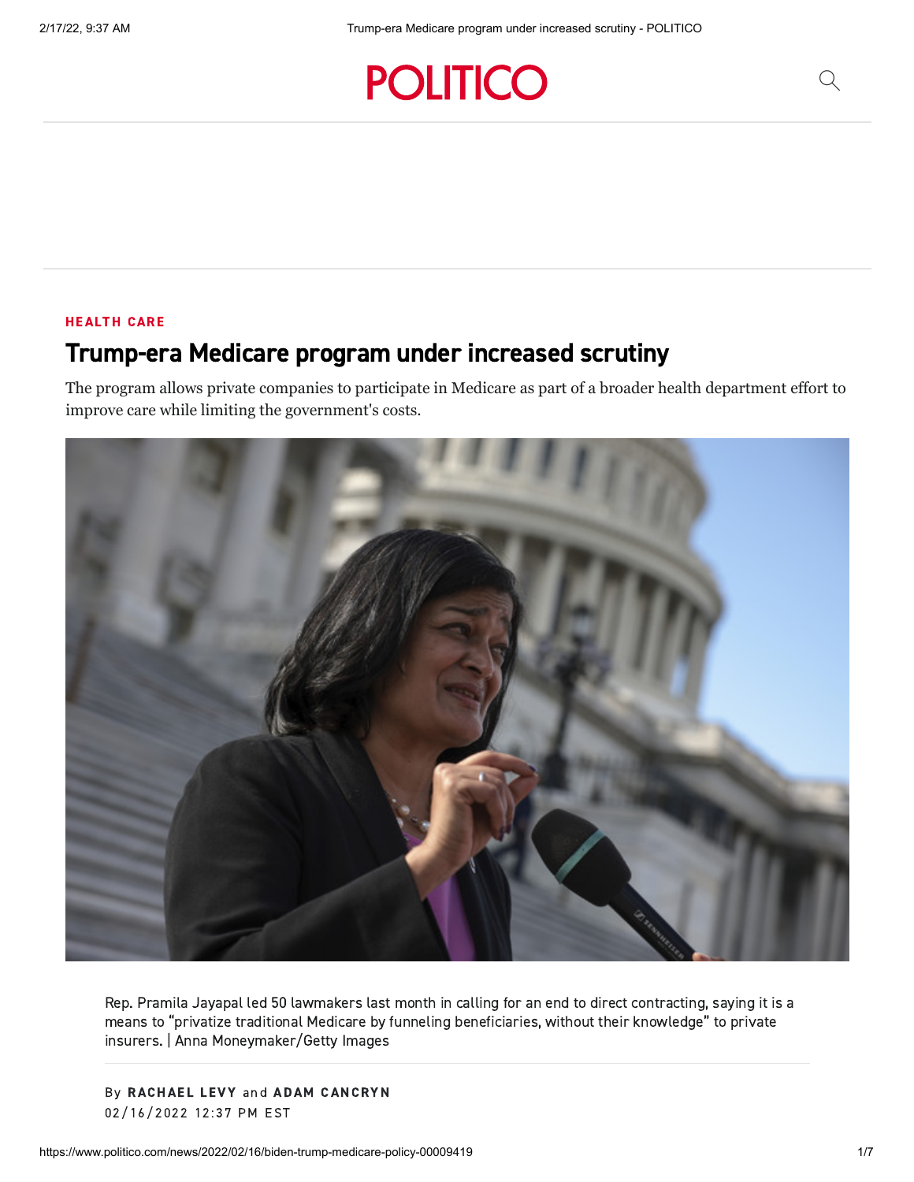HEALTH CARE

# Trump-era Medicare program under increased scrutiny

The program allows private companies to participate in Medicare as part of a broader health department effort to improve care while limiting the government's costs.

Rep. Pramila Jayapal led 50 lawmakers last month in calling for an end to direct contracting, saying it is a means to "privatize traditional Medicare by funneling beneficiaries, without their knowledge" to private insurers. | Anna Moneymaker/Getty Images

By **RACHAEL LEVY** and **ADAM CANCRYN**
02/16/2022 12:37 PM EST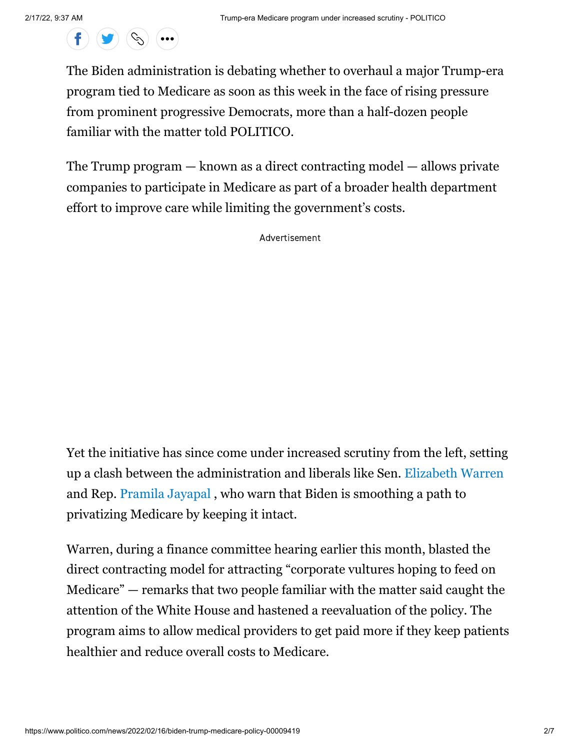The Biden administration is debating whether to overhaul a major Trump-era program tied to Medicare as soon as this week in the face of rising pressure from prominent progressive Democrats, more than a half-dozen people familiar with the matter told POLITICO.

The Trump program — known as a direct contracting model — allows private companies to participate in Medicare as part of a broader health department effort to improve care while limiting the government's costs.

Yet the initiative has since come under increased scrutiny from the left, setting up a clash between the administration and liberals like Sen. Elizabeth Warren and Rep. Pramila Jayapal , who warn that Biden is smoothing a path to privatizing Medicare by keeping it intact.

Warren, during a finance committee hearing earlier this month, blasted the direct contracting model for attracting "corporate vultures hoping to feed on Medicare" — remarks that two people familiar with the matter said caught the attention of the White House and hastened a reevaluation of the policy. The program aims to allow medical providers to get paid more if they keep patients healthier and reduce overall costs to Medicare.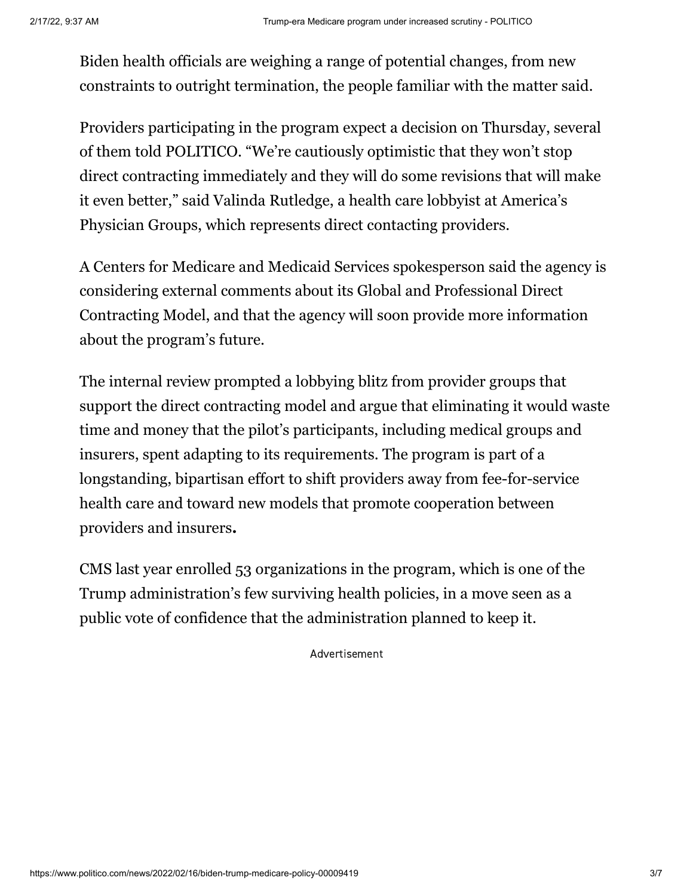Biden health officials are weighing a range of potential changes, from new constraints to outright termination, the people familiar with the matter said.

Providers participating in the program expect a decision on Thursday, several of them told POLITICO. “We’re cautiously optimistic that they won’t stop direct contracting immediately and they will do some revisions that will make it even better,” said Valinda Rutledge, a health care lobbyist at America’s Physician Groups, which represents direct contacting providers.

A Centers for Medicare and Medicaid Services spokesperson said the agency is considering external comments about its Global and Professional Direct Contracting Model, and that the agency will soon provide more information about the program’s future.

The internal review prompted a lobbying blitz from provider groups that support the direct contracting model and argue that eliminating it would waste time and money that the pilot’s participants, including medical groups and insurers, spent adapting to its requirements. The program is part of a longstanding, bipartisan effort to shift providers away from fee-for-service health care and toward new models that promote cooperation between providers and insurers**.**

CMS last year enrolled 53 organizations in the program, which is one of the Trump administration’s few surviving health policies, in a move seen as a public vote of confidence that the administration planned to keep it.

Advertisement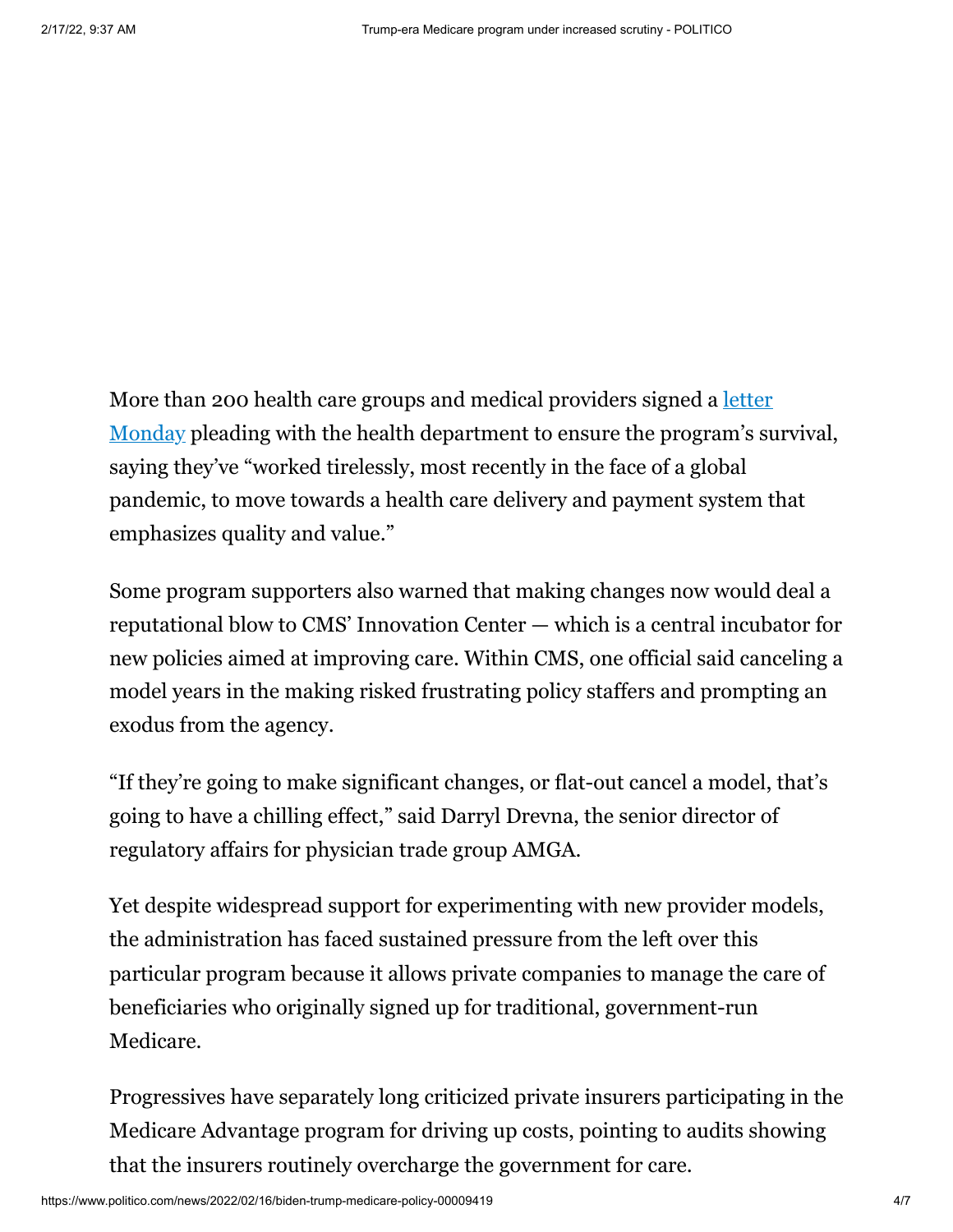More than 200 health care groups and medical providers signed a letter Monday pleading with the health department to ensure the program's survival, saying they've "worked tirelessly, most recently in the face of a global pandemic, to move towards a health care delivery and payment system that emphasizes quality and value."

Some program supporters also warned that making changes now would deal a reputational blow to CMS' Innovation Center — which is a central incubator for new policies aimed at improving care. Within CMS, one official said canceling a model years in the making risked frustrating policy staffers and prompting an exodus from the agency.

"If they're going to make significant changes, or flat-out cancel a model, that's going to have a chilling effect," said Darryl Drevna, the senior director of regulatory affairs for physician trade group AMGA.

Yet despite widespread support for experimenting with new provider models, the administration has faced sustained pressure from the left over this particular program because it allows private companies to manage the care of beneficiaries who originally signed up for traditional, government-run Medicare.

Progressives have separately long criticized private insurers participating in the Medicare Advantage program for driving up costs, pointing to audits showing that the insurers routinely overcharge the government for care.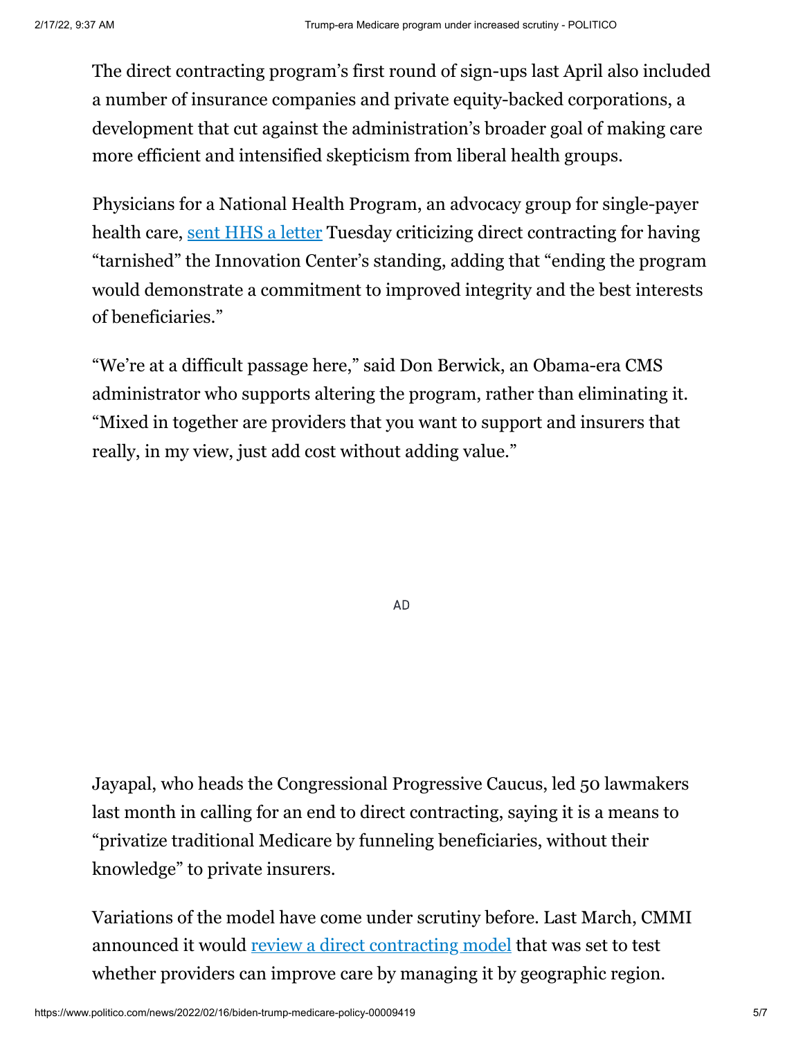The direct contracting program's first round of sign-ups last April also included a number of insurance companies and private equity-backed corporations, a development that cut against the administration's broader goal of making care more efficient and intensified skepticism from liberal health groups.

Physicians for a National Health Program, an advocacy group for single-payer health care, [sent HHS a letter](https://www.politico.com/news/2022/02/16/biden-trump-medicare-policy-00009419) Tuesday criticizing direct contracting for having "tarnished" the Innovation Center's standing, adding that "ending the program would demonstrate a commitment to improved integrity and the best interests of beneficiaries."

"We're at a difficult passage here," said Don Berwick, an Obama-era CMS administrator who supports altering the program, rather than eliminating it. "Mixed in together are providers that you want to support and insurers that really, in my view, just add cost without adding value."

AD

Jayapal, who heads the Congressional Progressive Caucus, led 50 lawmakers last month in calling for an end to direct contracting, saying it is a means to "privatize traditional Medicare by funneling beneficiaries, without their knowledge" to private insurers.

Variations of the model have come under scrutiny before. Last March, CMMI announced it would [review a direct contracting model](https://www.politico.com/news/2022/02/16/biden-trump-medicare-policy-00009419) that was set to test whether providers can improve care by managing it by geographic region.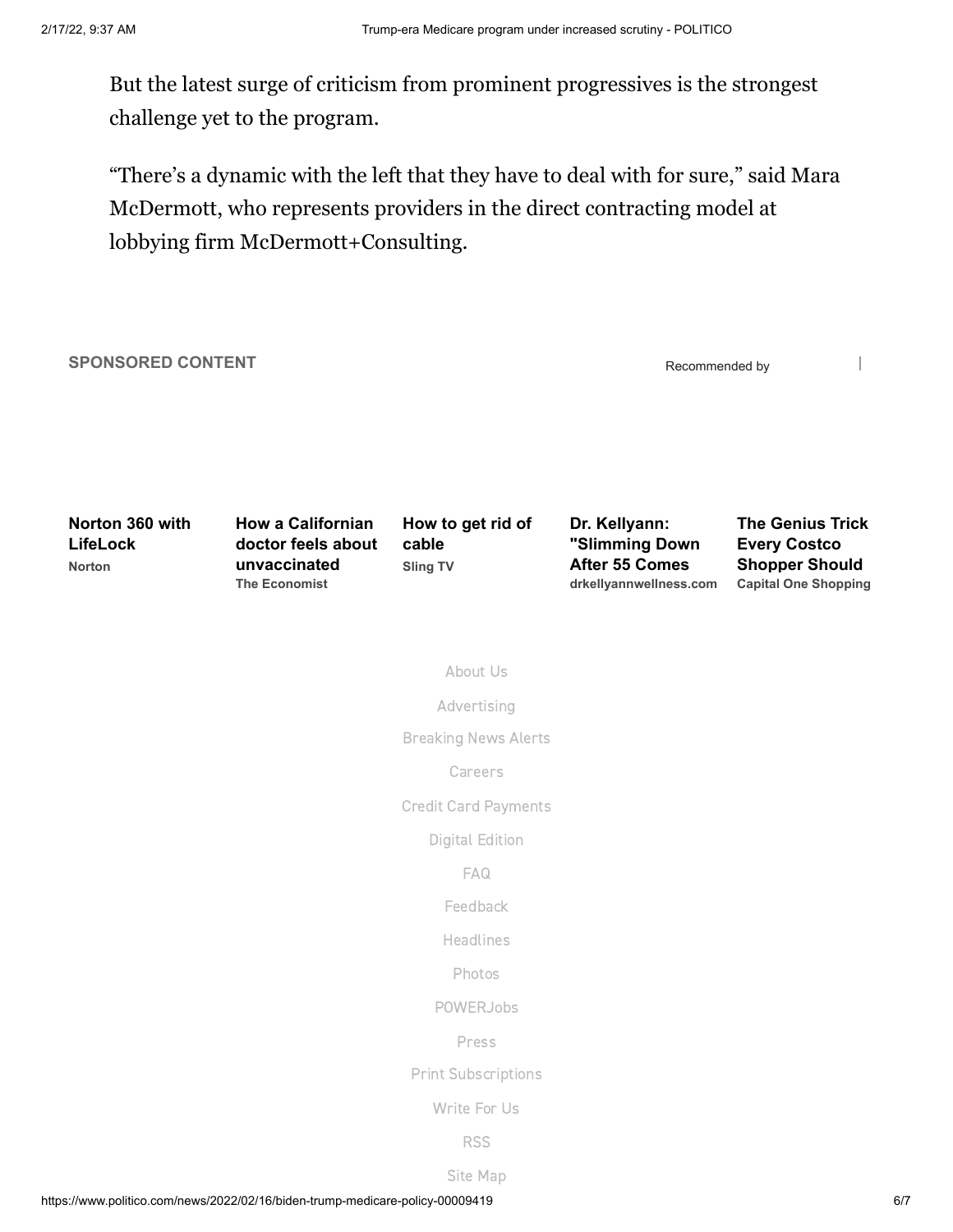But the latest surge of criticism from prominent progressives is the strongest challenge yet to the program.

"There's a dynamic with the left that they have to deal with for sure," said Mara McDermott, who represents providers in the direct contracting model at lobbying firm McDermott+Consulting.

**SPONSORED CONTENT**

Recommended by

**Norton 360 with LifeLock**
**Norton**

**How a Californian doctor feels about unvaccinated**
**The Economist**

**How to get rid of cable**
**Sling TV**

**Dr. Kellyann: "Slimming Down After 55 Comes**
**drkellyannwellness.com**

**The Genius Trick Every Costco Shopper Should**
**Capital One Shopping**

About Us

Advertising

Breaking News Alerts

Careers

Credit Card Payments

Digital Edition

FAQ

Feedback

Headlines

Photos

POWERJobs

Press

Print Subscriptions

Write For Us

RSS

Site Map